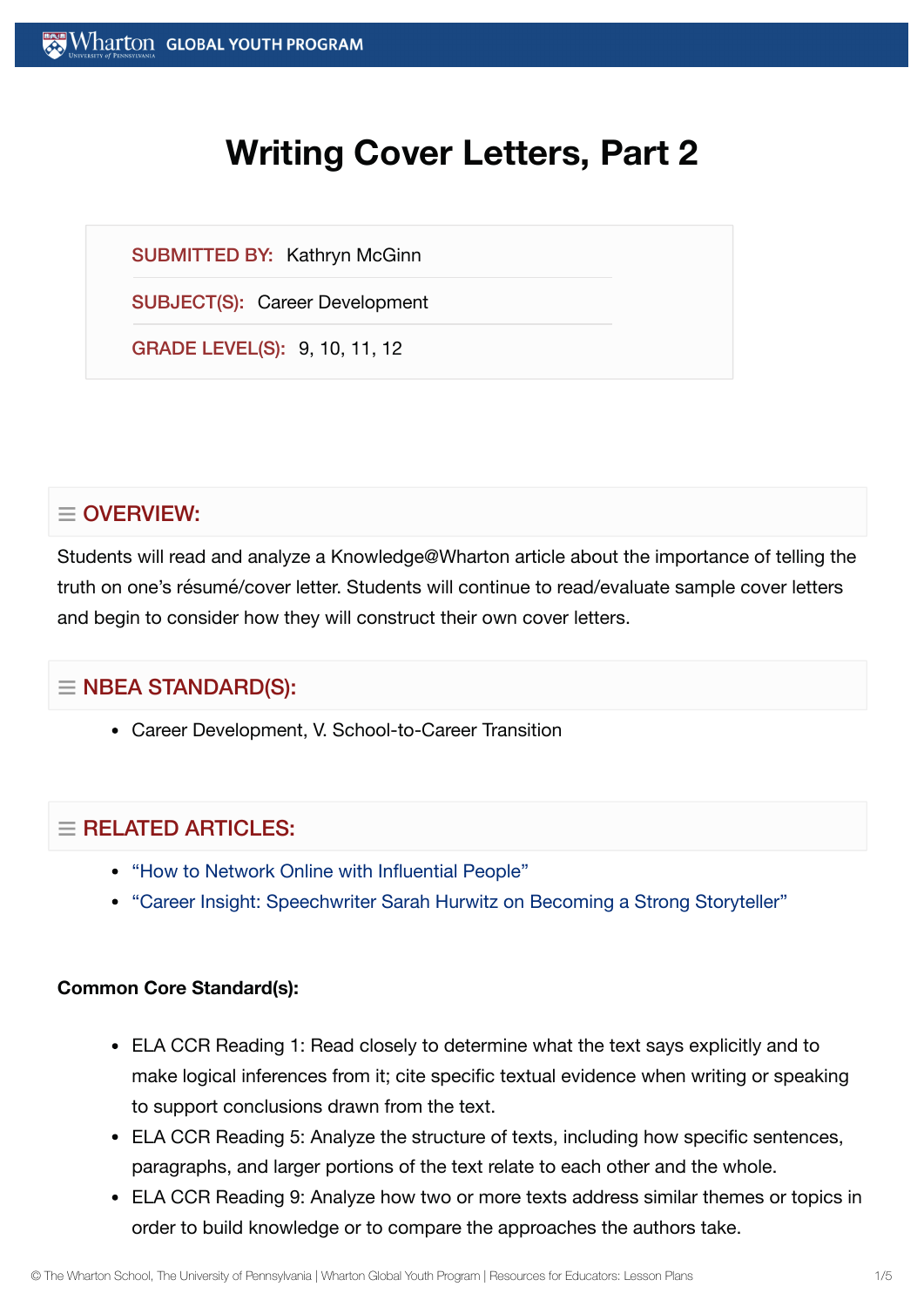# Writing Cover Letters, Part 2

**SUBMITTED BY:** Kathryn McGinn

**SUBJECT(S):** Career Development

**GRADE LEVEL(S):** 9, 10, 11, 12

## OVERVIEW:

Students will read and analyze a Knowledge@Wharton article about the importance of telling the truth on one's résumé/cover letter. Students will continue to read/evaluate sample cover letters and begin to consider how they will construct their own cover letters.

## NBEA STANDARD(S):

- Career Development, V. School-to-Career Transition

## RELATED ARTICLES:

- "How to Network Online with Influential People"
- "Career Insight: Speechwriter Sarah Hurwitz on Becoming a Strong Storyteller"

**Common Core Standard(s):**

- ELA CCR Reading 1: Read closely to determine what the text says explicitly and to make logical inferences from it; cite specific textual evidence when writing or speaking to support conclusions drawn from the text.
- ELA CCR Reading 5: Analyze the structure of texts, including how specific sentences, paragraphs, and larger portions of the text relate to each other and the whole.
- ELA CCR Reading 9: Analyze how two or more texts address similar themes or topics in order to build knowledge or to compare the approaches the authors take.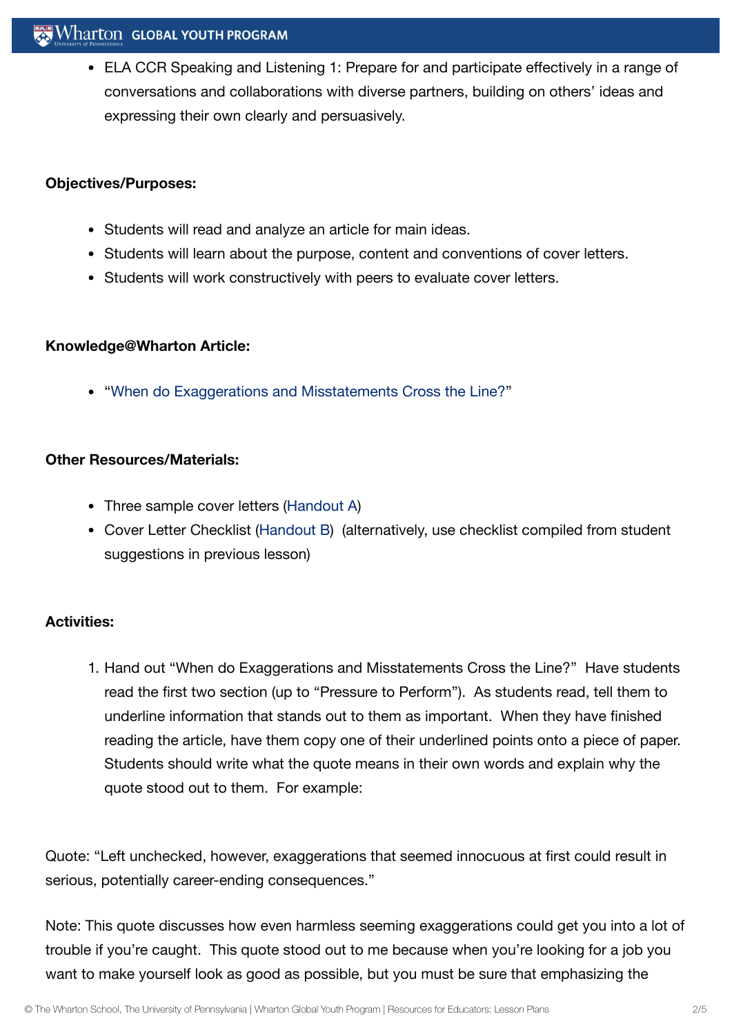- ELA CCR Speaking and Listening 1: Prepare for and participate effectively in a range of conversations and collaborations with diverse partners, building on others' ideas and expressing their own clearly and persuasively.

**Objectives/Purposes:**

- Students will read and analyze an article for main ideas.
- Students will learn about the purpose, content and conventions of cover letters.
- Students will work constructively with peers to evaluate cover letters.

**Knowledge@Wharton Article:**

- "When do Exaggerations and Misstatements Cross the Line?"

**Other Resources/Materials:**

- Three sample cover letters (Handout A)
- Cover Letter Checklist (Handout B) (alternatively, use checklist compiled from student suggestions in previous lesson)

**Activities:**

1. Hand out "When do Exaggerations and Misstatements Cross the Line?" Have students read the first two section (up to "Pressure to Perform"). As students read, tell them to underline information that stands out to them as important. When they have finished reading the article, have them copy one of their underlined points onto a piece of paper. Students should write what the quote means in their own words and explain why the quote stood out to them. For example:

Quote: "Left unchecked, however, exaggerations that seemed innocuous at first could result in serious, potentially career-ending consequences."

Note: This quote discusses how even harmless seeming exaggerations could get you into a lot of trouble if you're caught. This quote stood out to me because when you're looking for a job you want to make yourself look as good as possible, but you must be sure that emphasizing the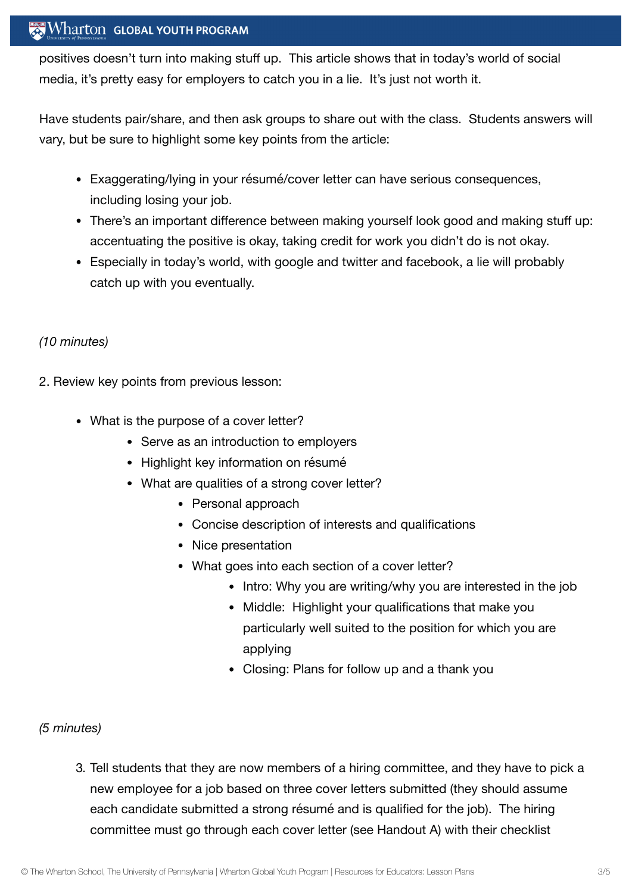positives doesn't turn into making stuff up. This article shows that in today's world of social media, it's pretty easy for employers to catch you in a lie. It's just not worth it.

Have students pair/share, and then ask groups to share out with the class. Students answers will vary, but be sure to highlight some key points from the article:

- Exaggerating/lying in your résumé/cover letter can have serious consequences, including losing your job.
- There's an important difference between making yourself look good and making stuff up: accentuating the positive is okay, taking credit for work you didn't do is not okay.
- Especially in today's world, with google and twitter and facebook, a lie will probably catch up with you eventually.

*(10 minutes)*

2. Review key points from previous lesson:

- What is the purpose of a cover letter?
    - Serve as an introduction to employers
    - Highlight key information on résumé
    - What are qualities of a strong cover letter?
        - Personal approach
        - Concise description of interests and qualifications
        - Nice presentation
        - What goes into each section of a cover letter?
            - Intro: Why you are writing/why you are interested in the job
            - Middle: Highlight your qualifications that make you particularly well suited to the position for which you are applying
            - Closing: Plans for follow up and a thank you

*(5 minutes)*

3. Tell students that they are now members of a hiring committee, and they have to pick a new employee for a job based on three cover letters submitted (they should assume each candidate submitted a strong résumé and is qualified for the job). The hiring committee must go through each cover letter (see Handout A) with their checklist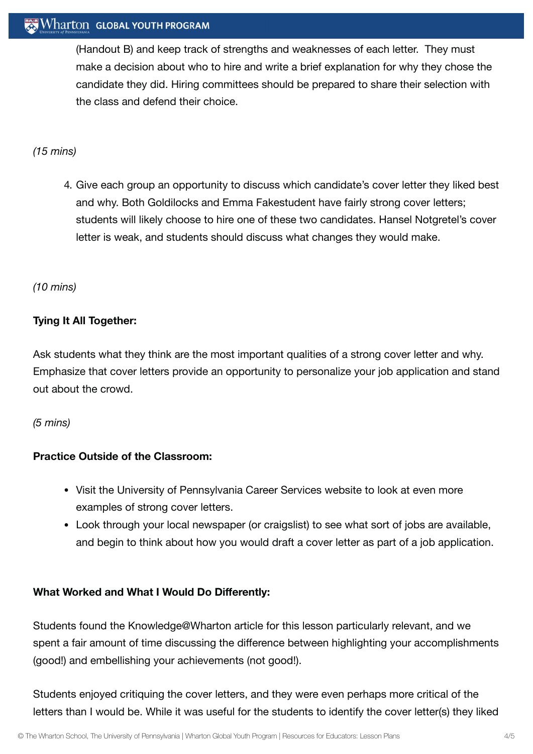(Handout B) and keep track of strengths and weaknesses of each letter.  They must make a decision about who to hire and write a brief explanation for why they chose the candidate they did. Hiring committees should be prepared to share their selection with the class and defend their choice.

*(15 mins)*

4. Give each group an opportunity to discuss which candidate's cover letter they liked best and why. Both Goldilocks and Emma Fakestudent have fairly strong cover letters; students will likely choose to hire one of these two candidates. Hansel Notgretel's cover letter is weak, and students should discuss what changes they would make.

*(10 mins)*

**Tying It All Together:**

Ask students what they think are the most important qualities of a strong cover letter and why. Emphasize that cover letters provide an opportunity to personalize your job application and stand out about the crowd.

*(5 mins)*

**Practice Outside of the Classroom:**

- Visit the University of Pennsylvania Career Services website to look at even more examples of strong cover letters.
- Look through your local newspaper (or craigslist) to see what sort of jobs are available, and begin to think about how you would draft a cover letter as part of a job application.

**What Worked and What I Would Do Differently:**

Students found the Knowledge@Wharton article for this lesson particularly relevant, and we spent a fair amount of time discussing the difference between highlighting your accomplishments (good!) and embellishing your achievements (not good!).

Students enjoyed critiquing the cover letters, and they were even perhaps more critical of the letters than I would be. While it was useful for the students to identify the cover letter(s) they liked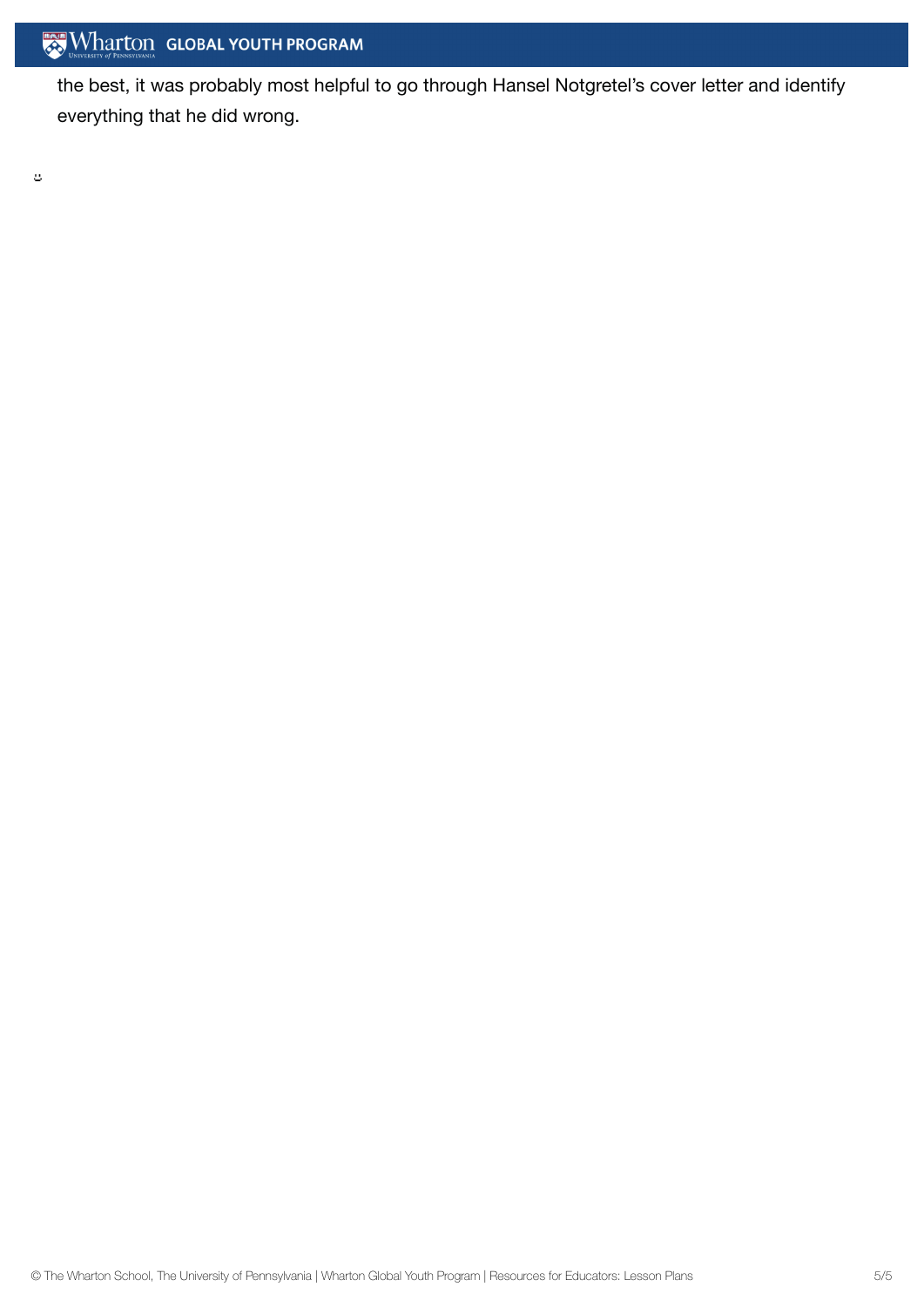the best, it was probably most helpful to go through Hansel Notgretel's cover letter and identify everything that he did wrong.